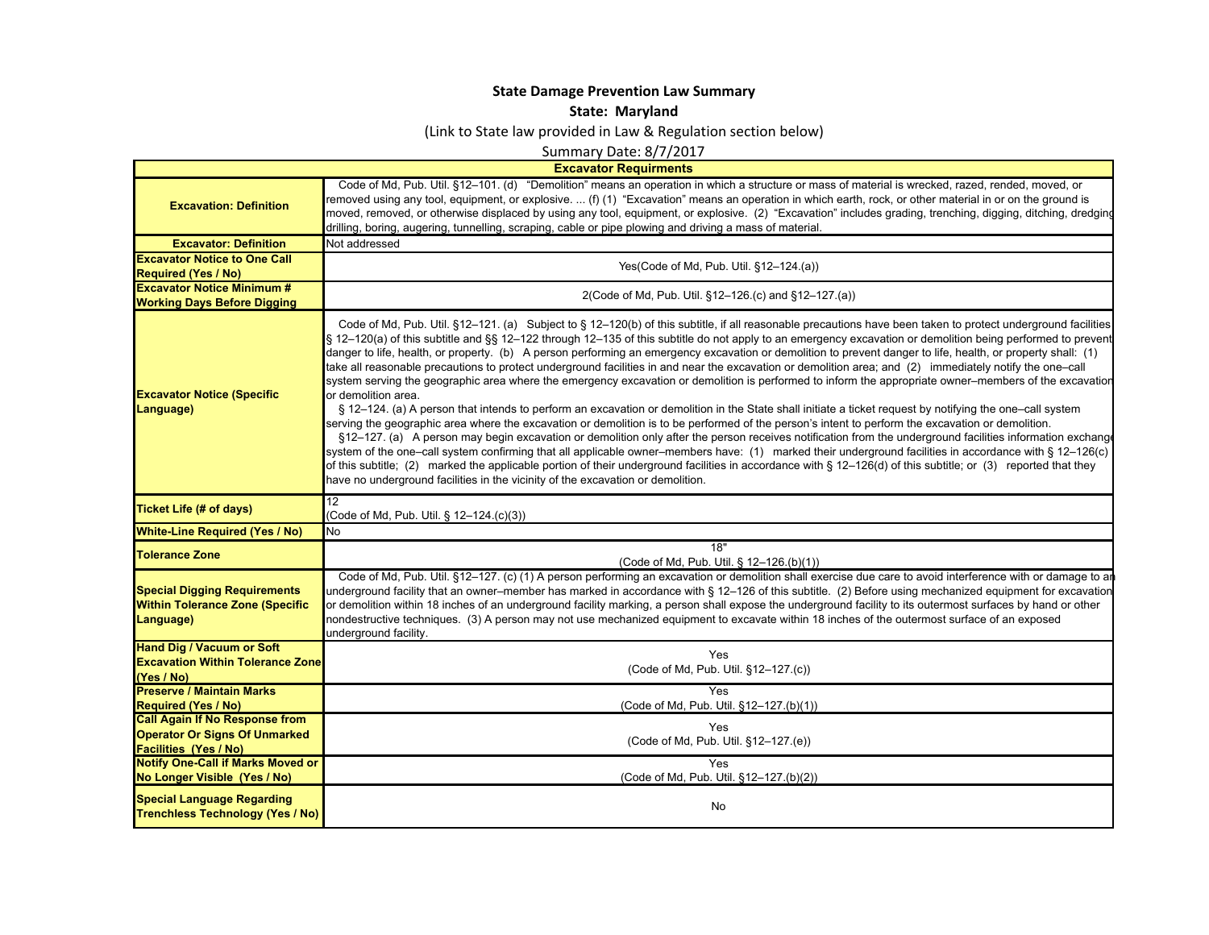**State Damage Prevention Law Summary**

**State: Maryland**

(Link to State law provided in Law & Regulation section below)

Summary Date: 8/7/2017

| **Excavator Requirments** | |
|---|---|
| **Excavation: Definition** | Code of Md, Pub. Util. §12–101. (d) "Demolition" means an operation in which a structure or mass of material is wrecked, razed, rended, moved, or removed using any tool, equipment, or explosive. ... (f) (1) "Excavation" means an operation in which earth, rock, or other material in or on the ground is moved, removed, or otherwise displaced by using any tool, equipment, or explosive. (2) "Excavation" includes grading, trenching, digging, ditching, dredging drilling, boring, augering, tunnelling, scraping, cable or pipe plowing and driving a mass of material. |
| **Excavator: Definition** | Not addressed |
| **Excavator Notice to One Call Required (Yes / No)** | Yes(Code of Md, Pub. Util. §12–124.(a)) |
| **Excavator Notice Minimum # Working Days Before Digging** | 2(Code of Md, Pub. Util. §12–126.(c) and §12–127.(a)) |
| **Excavator Notice (Specific Language)** | Code of Md, Pub. Util. §12–121. (a) Subject to § 12–120(b) of this subtitle, if all reasonable precautions have been taken to protect underground facilities § 12–120(a) of this subtitle and §§ 12–122 through 12–135 of this subtitle do not apply to an emergency excavation or demolition being performed to prevent danger to life, health, or property. (b) A person performing an emergency excavation or demolition to prevent danger to life, health, or property shall: (1) take all reasonable precautions to protect underground facilities in and near the excavation or demolition area; and (2) immediately notify the one–call system serving the geographic area where the emergency excavation or demolition is performed to inform the appropriate owner–members of the excavation or demolition area.<br>§ 12–124. (a) A person that intends to perform an excavation or demolition in the State shall initiate a ticket request by notifying the one–call system serving the geographic area where the excavation or demolition is to be performed of the person's intent to perform the excavation or demolition.<br>§12–127. (a) A person may begin excavation or demolition only after the person receives notification from the underground facilities information exchange system of the one–call system confirming that all applicable owner–members have: (1) marked their underground facilities in accordance with § 12–126(c) of this subtitle; (2) marked the applicable portion of their underground facilities in accordance with § 12–126(d) of this subtitle; or (3) reported that they have no underground facilities in the vicinity of the excavation or demolition. |
| **Ticket Life (# of days)** | 12<br>(Code of Md, Pub. Util. § 12–124.(c)(3)) |
| **White-Line Required (Yes / No)** | No |
| **Tolerance Zone** | 18"<br>(Code of Md, Pub. Util. § 12–126.(b)(1)) |
| **Special Digging Requirements Within Tolerance Zone (Specific Language)** | Code of Md, Pub. Util. §12–127. (c) (1) A person performing an excavation or demolition shall exercise due care to avoid interference with or damage to an underground facility that an owner–member has marked in accordance with § 12–126 of this subtitle. (2) Before using mechanized equipment for excavation or demolition within 18 inches of an underground facility marking, a person shall expose the underground facility to its outermost surfaces by hand or other nondestructive techniques. (3) A person may not use mechanized equipment to excavate within 18 inches of the outermost surface of an exposed underground facility. |
| **Hand Dig / Vacuum or Soft Excavation Within Tolerance Zone (Yes / No)** | Yes<br>(Code of Md, Pub. Util. §12–127.(c)) |
| **Preserve / Maintain Marks Required (Yes / No)** | Yes<br>(Code of Md, Pub. Util. §12–127.(b)(1)) |
| **Call Again If No Response from Operator Or Signs Of Unmarked Facilities (Yes / No)** | Yes<br>(Code of Md, Pub. Util. §12–127.(e)) |
| **Notify One-Call if Marks Moved or No Longer Visible (Yes / No)** | Yes<br>(Code of Md, Pub. Util. §12–127.(b)(2)) |
| **Special Language Regarding Trenchless Technology (Yes / No)** | No |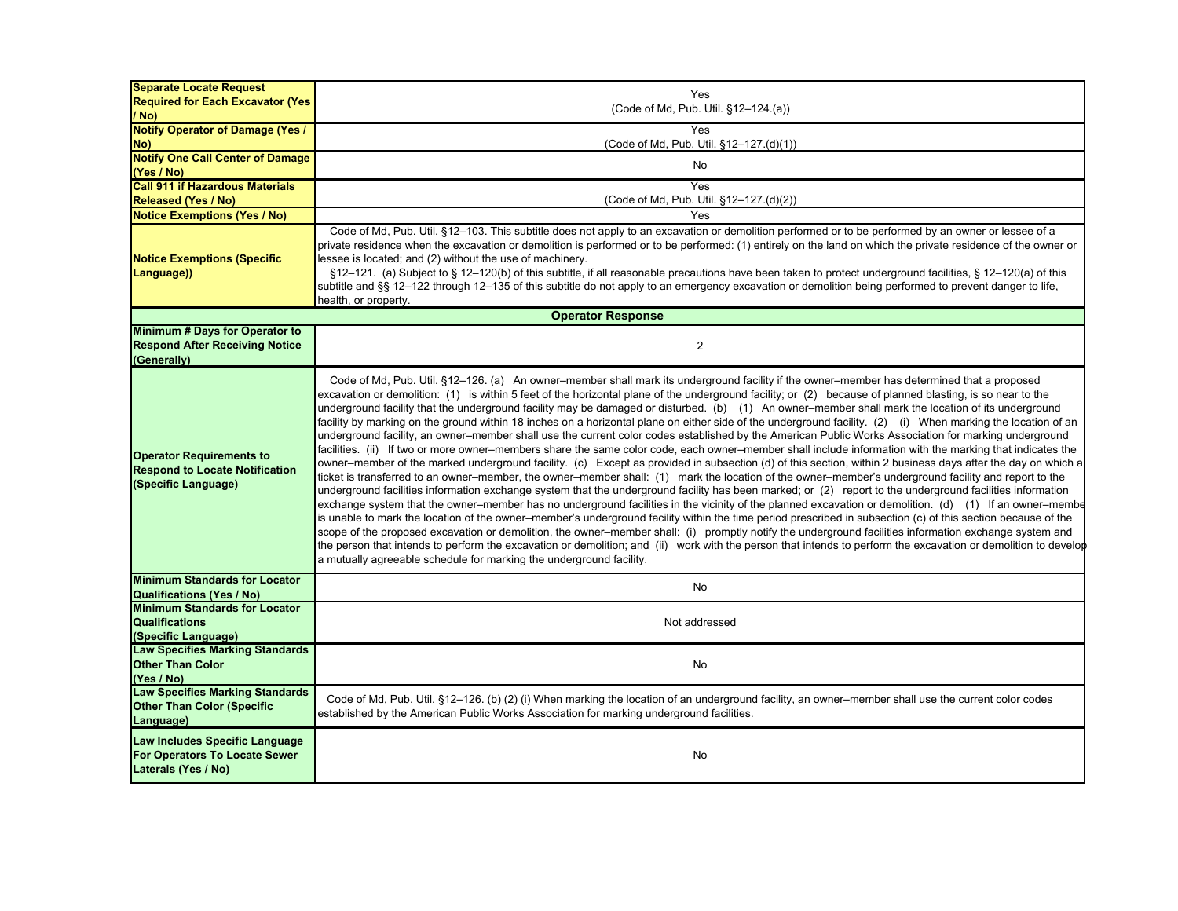| | |
|---|---|
| **Separate Locate Request Required for Each Excavator (Yes / No)** | Yes (Code of Md, Pub. Util. §12–124.(a)) |
| **Notify Operator of Damage (Yes / No)** | Yes (Code of Md, Pub. Util. §12–127.(d)(1)) |
| **Notify One Call Center of Damage (Yes / No)** | No |
| **Call 911 if Hazardous Materials Released (Yes / No)** | Yes (Code of Md, Pub. Util. §12–127.(d)(2)) |
| **Notice Exemptions (Yes / No)** | Yes |
| **Notice Exemptions (Specific Language))** | Code of Md, Pub. Util. §12–103. This subtitle does not apply to an excavation or demolition performed or to be performed by an owner or lessee of a private residence when the excavation or demolition is performed or to be performed: (1) entirely on the land on which the private residence of the owner or lessee is located; and (2) without the use of machinery. §12–121. (a) Subject to § 12–120(b) of this subtitle, if all reasonable precautions have been taken to protect underground facilities, § 12–120(a) of this subtitle and §§ 12–122 through 12–135 of this subtitle do not apply to an emergency excavation or demolition being performed to prevent danger to life, health, or property. |
| **Operator Response** | |
| **Minimum # Days for Operator to Respond After Receiving Notice (Generally)** | 2 |
| **Operator Requirements to Respond to Locate Notification (Specific Language)** | Code of Md, Pub. Util. §12–126. (a) An owner–member shall mark its underground facility if the owner–member has determined that a proposed excavation or demolition: (1) is within 5 feet of the horizontal plane of the underground facility; or (2) because of planned blasting, is so near to the underground facility that the underground facility may be damaged or disturbed. (b) (1) An owner–member shall mark the location of its underground facility by marking on the ground within 18 inches on a horizontal plane on either side of the underground facility. (2) (i) When marking the location of an underground facility, an owner–member shall use the current color codes established by the American Public Works Association for marking underground facilities. (ii) If two or more owner–members share the same color code, each owner–member shall include information with the marking that indicates the owner–member of the marked underground facility. (c) Except as provided in subsection (d) of this section, within 2 business days after the day on which a ticket is transferred to an owner–member, the owner–member shall: (1) mark the location of the owner–member's underground facility and report to the underground facilities information exchange system that the underground facility has been marked; or (2) report to the underground facilities information exchange system that the owner–member has no underground facilities in the vicinity of the planned excavation or demolition. (d) (1) If an owner–member is unable to mark the location of the owner–member's underground facility within the time period prescribed in subsection (c) of this section because of the scope of the proposed excavation or demolition, the owner–member shall: (i) promptly notify the underground facilities information exchange system and the person that intends to perform the excavation or demolition; and (ii) work with the person that intends to perform the excavation or demolition to develop a mutually agreeable schedule for marking the underground facility. |
| **Minimum Standards for Locator Qualifications (Yes / No)** | No |
| **Minimum Standards for Locator Qualifications (Specific Language)** | Not addressed |
| **Law Specifies Marking Standards Other Than Color (Yes / No)** | No |
| **Law Specifies Marking Standards Other Than Color (Specific Language)** | Code of Md, Pub. Util. §12–126. (b) (2) (i) When marking the location of an underground facility, an owner–member shall use the current color codes established by the American Public Works Association for marking underground facilities. |
| **Law Includes Specific Language For Operators To Locate Sewer Laterals (Yes / No)** | No |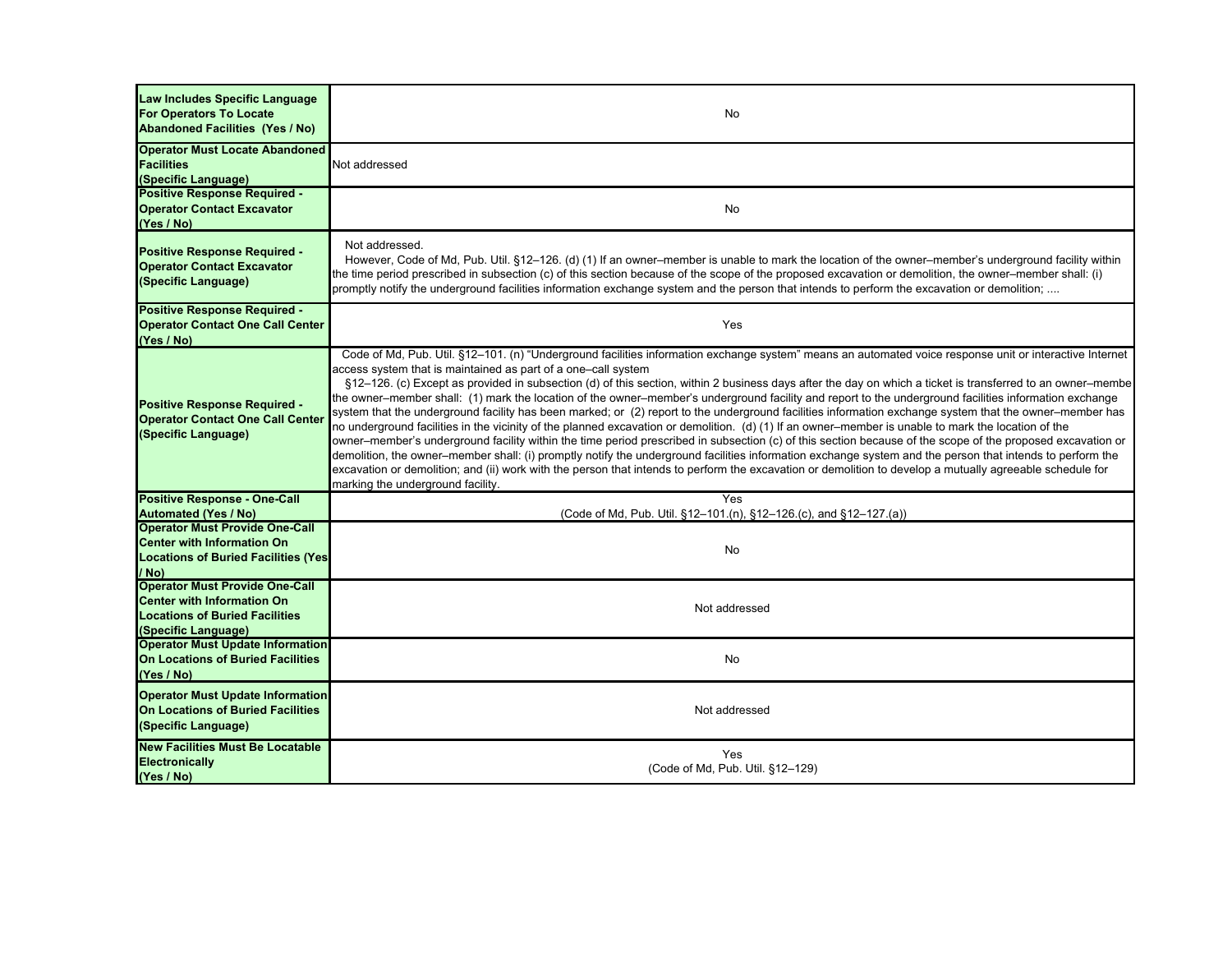| | |
|---|---|
| **Law Includes Specific Language For Operators To Locate Abandoned Facilities (Yes / No)** | No |
| **Operator Must Locate Abandoned Facilities (Specific Language)** | Not addressed |
| **Positive Response Required - Operator Contact Excavator (Yes / No)** | No |
| **Positive Response Required - Operator Contact Excavator (Specific Language)** | Not addressed.<br>However, Code of Md, Pub. Util. §12–126. (d) (1) If an owner–member is unable to mark the location of the owner–member's underground facility within the time period prescribed in subsection (c) of this section because of the scope of the proposed excavation or demolition, the owner–member shall: (i) promptly notify the underground facilities information exchange system and the person that intends to perform the excavation or demolition; .... |
| **Positive Response Required - Operator Contact One Call Center (Yes / No)** | Yes |
| **Positive Response Required - Operator Contact One Call Center (Specific Language)** | Code of Md, Pub. Util. §12–101. (n) "Underground facilities information exchange system" means an automated voice response unit or interactive Internet access system that is maintained as part of a one–call system<br>§12–126. (c) Except as provided in subsection (d) of this section, within 2 business days after the day on which a ticket is transferred to an owner–membe the owner–member shall: (1) mark the location of the owner–member's underground facility and report to the underground facilities information exchange system that the underground facility has been marked; or (2) report to the underground facilities information exchange system that the owner–member has no underground facilities in the vicinity of the planned excavation or demolition. (d) (1) If an owner–member is unable to mark the location of the owner–member's underground facility within the time period prescribed in subsection (c) of this section because of the scope of the proposed excavation or demolition, the owner–member shall: (i) promptly notify the underground facilities information exchange system and the person that intends to perform the excavation or demolition; and (ii) work with the person that intends to perform the excavation or demolition to develop a mutually agreeable schedule for marking the underground facility. |
| **Positive Response - One-Call Automated (Yes / No)** | Yes<br>(Code of Md, Pub. Util. §12–101.(n), §12–126.(c), and §12–127.(a)) |
| **Operator Must Provide One-Call Center with Information On Locations of Buried Facilities (Yes / No)** | No |
| **Operator Must Provide One-Call Center with Information On Locations of Buried Facilities (Specific Language)** | Not addressed |
| **Operator Must Update Information On Locations of Buried Facilities (Yes / No)** | No |
| **Operator Must Update Information On Locations of Buried Facilities (Specific Language)** | Not addressed |
| **New Facilities Must Be Locatable Electronically (Yes / No)** | Yes<br>(Code of Md, Pub. Util. §12–129) |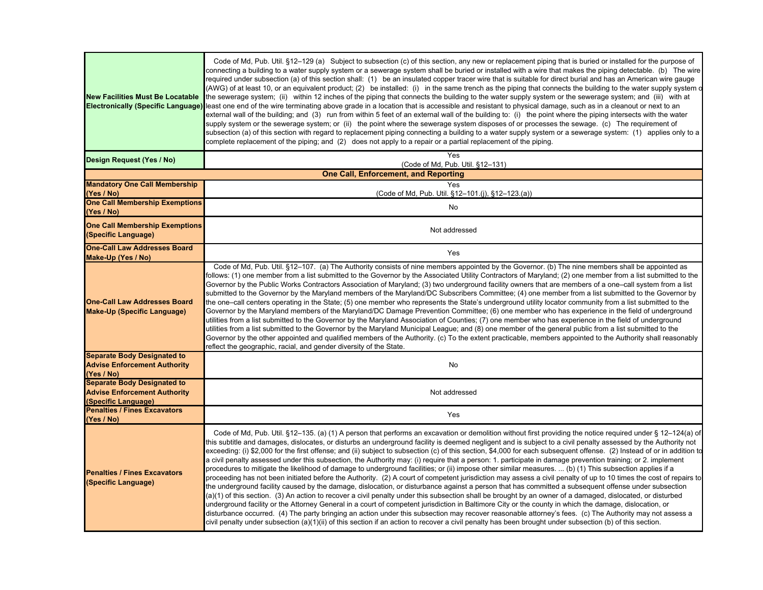| | |
|---|---|
| **New Facilities Must Be Locatable Electronically (Specific Language)** | Code of Md, Pub. Util. §12–129 (a) Subject to subsection (c) of this section, any new or replacement piping that is buried or installed for the purpose of connecting a building to a water supply system or a sewerage system shall be buried or installed with a wire that makes the piping detectable. (b) The wire required under subsection (a) of this section shall: (1) be an insulated copper tracer wire that is suitable for direct burial and has an American wire gauge (AWG) of at least 10, or an equivalent product; (2) be installed: (i) in the same trench as the piping that connects the building to the water supply system or the sewerage system; (ii) within 12 inches of the piping that connects the building to the water supply system or the sewerage system; and (iii) with at least one end of the wire terminating above grade in a location that is accessible and resistant to physical damage, such as in a cleanout or next to an external wall of the building; and (3) run from within 5 feet of an external wall of the building to: (i) the point where the piping intersects with the water supply system or the sewerage system; or (ii) the point where the sewerage system disposes of or processes the sewage. (c) The requirement of subsection (a) of this section with regard to replacement piping connecting a building to a water supply system or a sewerage system: (1) applies only to a complete replacement of the piping; and (2) does not apply to a repair or a partial replacement of the piping. |
| **Design Request (Yes / No)** | Yes (Code of Md, Pub. Util. §12–131) |
| **One Call, Enforcement, and Reporting** | |
| **Mandatory One Call Membership (Yes / No)** | Yes (Code of Md, Pub. Util. §12–101.(j), §12–123.(a)) |
| **One Call Membership Exemptions (Yes / No)** | No |
| **One Call Membership Exemptions (Specific Language)** | Not addressed |
| **One-Call Law Addresses Board Make-Up (Yes / No)** | Yes |
| **One-Call Law Addresses Board Make-Up (Specific Language)** | Code of Md, Pub. Util. §12–107. (a) The Authority consists of nine members appointed by the Governor. (b) The nine members shall be appointed as follows: (1) one member from a list submitted to the Governor by the Associated Utility Contractors of Maryland; (2) one member from a list submitted to the Governor by the Public Works Contractors Association of Maryland; (3) two underground facility owners that are members of a one–call system from a list submitted to the Governor by the Maryland members of the Maryland/DC Subscribers Committee; (4) one member from a list submitted to the Governor by the one–call centers operating in the State; (5) one member who represents the State's underground utility locator community from a list submitted to the Governor by the Maryland members of the Maryland/DC Damage Prevention Committee; (6) one member who has experience in the field of underground utilities from a list submitted to the Governor by the Maryland Association of Counties; (7) one member who has experience in the field of underground utilities from a list submitted to the Governor by the Maryland Municipal League; and (8) one member of the general public from a list submitted to the Governor by the other appointed and qualified members of the Authority. (c) To the extent practicable, members appointed to the Authority shall reasonably reflect the geographic, racial, and gender diversity of the State. |
| **Separate Body Designated to Advise Enforcement Authority (Yes / No)** | No |
| **Separate Body Designated to Advise Enforcement Authority (Specific Language)** | Not addressed |
| **Penalties / Fines Excavators (Yes / No)** | Yes |
| **Penalties / Fines Excavators (Specific Language)** | Code of Md, Pub. Util. §12–135. (a) (1) A person that performs an excavation or demolition without first providing the notice required under § 12–124(a) of this subtitle and damages, dislocates, or disturbs an underground facility is deemed negligent and is subject to a civil penalty assessed by the Authority not exceeding: (i) $2,000 for the first offense; and (ii) subject to subsection (c) of this section, $4,000 for each subsequent offense. (2) Instead of or in addition to a civil penalty assessed under this subsection, the Authority may: (i) require that a person: 1. participate in damage prevention training; or 2. implement procedures to mitigate the likelihood of damage to underground facilities; or (ii) impose other similar measures. ... (b) (1) This subsection applies if a proceeding has not been initiated before the Authority. (2) A court of competent jurisdiction may assess a civil penalty of up to 10 times the cost of repairs to the underground facility caused by the damage, dislocation, or disturbance against a person that has committed a subsequent offense under subsection (a)(1) of this section. (3) An action to recover a civil penalty under this subsection shall be brought by an owner of a damaged, dislocated, or disturbed underground facility or the Attorney General in a court of competent jurisdiction in Baltimore City or the county in which the damage, dislocation, or disturbance occurred. (4) The party bringing an action under this subsection may recover reasonable attorney's fees. (c) The Authority may not assess a civil penalty under subsection (a)(1)(ii) of this section if an action to recover a civil penalty has been brought under subsection (b) of this section. |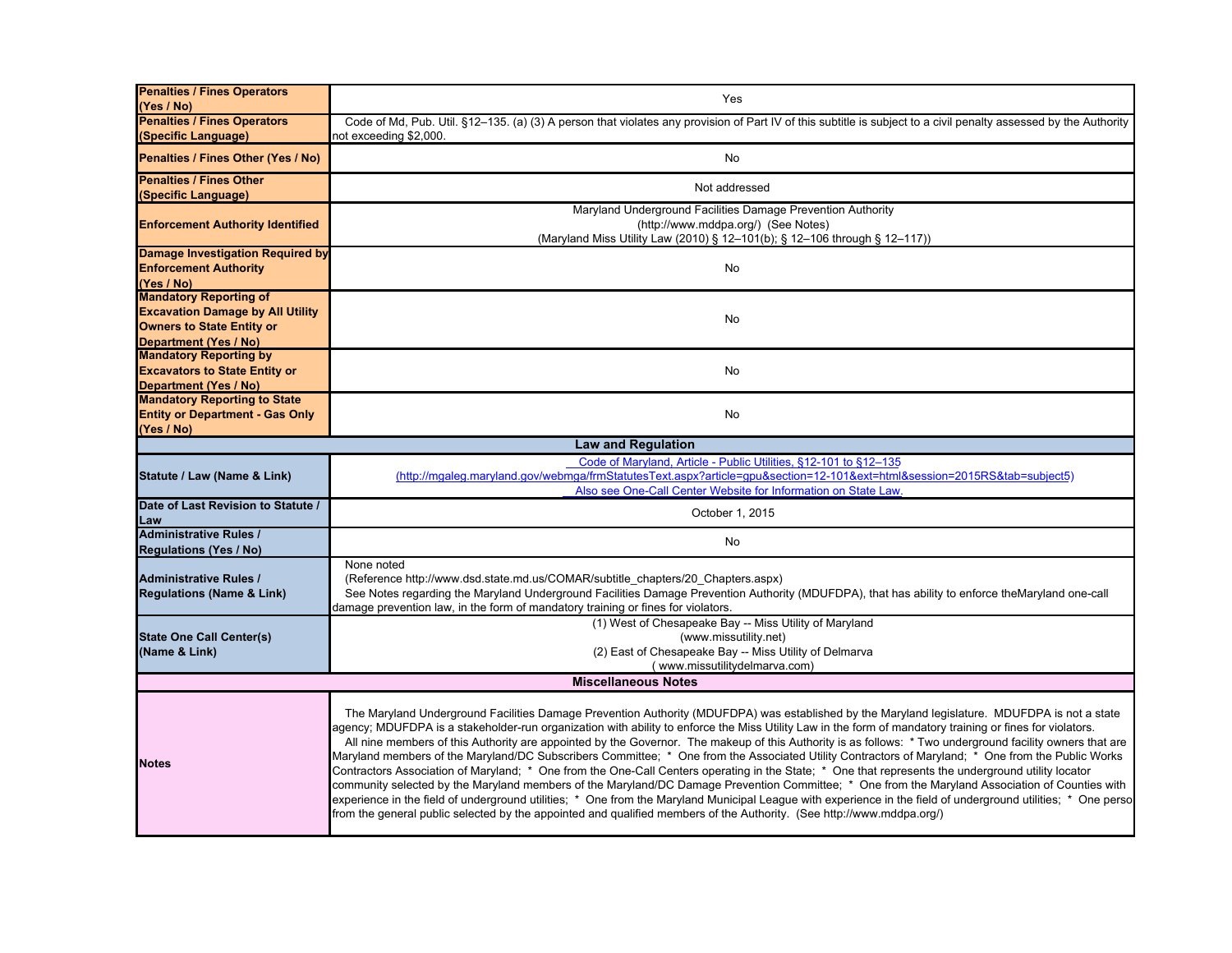| | |
|---|---|
| **Penalties / Fines Operators (Yes / No)** | Yes |
| **Penalties / Fines Operators (Specific Language)** | Code of Md, Pub. Util. §12–135. (a) (3) A person that violates any provision of Part IV of this subtitle is subject to a civil penalty assessed by the Authority not exceeding $2,000. |
| **Penalties / Fines Other (Yes / No)** | No |
| **Penalties / Fines Other (Specific Language)** | Not addressed |
| **Enforcement Authority Identified** | Maryland Underground Facilities Damage Prevention Authority (http://www.mddpa.org/) (See Notes) (Maryland Miss Utility Law (2010) § 12–101(b); § 12–106 through § 12–117)) |
| **Damage Investigation Required by Enforcement Authority (Yes / No)** | No |
| **Mandatory Reporting of Excavation Damage by All Utility Owners to State Entity or Department (Yes / No)** | No |
| **Mandatory Reporting by Excavators to State Entity or Department (Yes / No)** | No |
| **Mandatory Reporting to State Entity or Department - Gas Only (Yes / No)** | No |
| **Law and Regulation** | |
| **Statute / Law (Name & Link)** | Code of Maryland, Article - Public Utilities, §12-101 to §12–135 (http://mgaleg.maryland.gov/webmga/frmStatutesText.aspx?article=gpu&section=12-101&ext=html&session=2015RS&tab=subject5) Also see One-Call Center Website for Information on State Law. |
| **Date of Last Revision to Statute / Law** | October 1, 2015 |
| **Administrative Rules / Regulations (Yes / No)** | No |
| **Administrative Rules / Regulations (Name & Link)** | None noted (Reference http://www.dsd.state.md.us/COMAR/subtitle_chapters/20_Chapters.aspx) See Notes regarding the Maryland Underground Facilities Damage Prevention Authority (MDUFDPA), that has ability to enforce theMaryland one-call damage prevention law, in the form of mandatory training or fines for violators. |
| **State One Call Center(s) (Name & Link)** | (1) West of Chesapeake Bay -- Miss Utility of Maryland (www.missutility.net) (2) East of Chesapeake Bay -- Miss Utility of Delmarva ( www.missutilitydelmarva.com) |
| **Miscellaneous Notes** | |
| **Notes** | The Maryland Underground Facilities Damage Prevention Authority (MDUFDPA) was established by the Maryland legislature. MDUFDPA is not a state agency; MDUFDPA is a stakeholder-run organization with ability to enforce the Miss Utility Law in the form of mandatory training or fines for violators. All nine members of this Authority are appointed by the Governor. The makeup of this Authority is as follows: * Two underground facility owners that are Maryland members of the Maryland/DC Subscribers Committee; * One from the Associated Utility Contractors of Maryland; * One from the Public Works Contractors Association of Maryland; * One from the One-Call Centers operating in the State; * One that represents the underground utility locator community selected by the Maryland members of the Maryland/DC Damage Prevention Committee; * One from the Maryland Association of Counties with experience in the field of underground utilities; * One from the Maryland Municipal League with experience in the field of underground utilities; * One perso from the general public selected by the appointed and qualified members of the Authority. (See http://www.mddpa.org/) |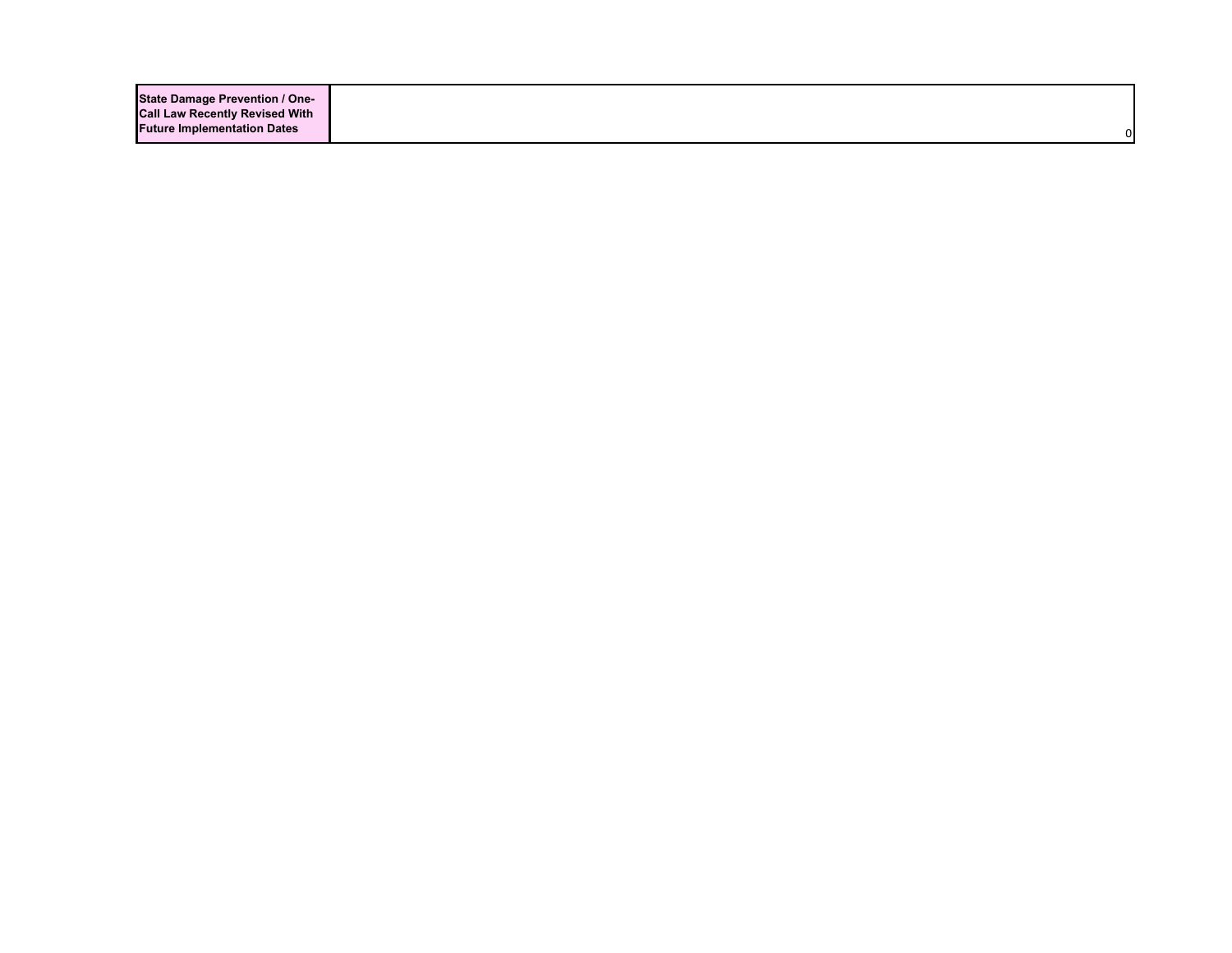| | |
|---|---|
| **State Damage Prevention / One-Call Law Recently Revised With Future Implementation Dates** | 0 |